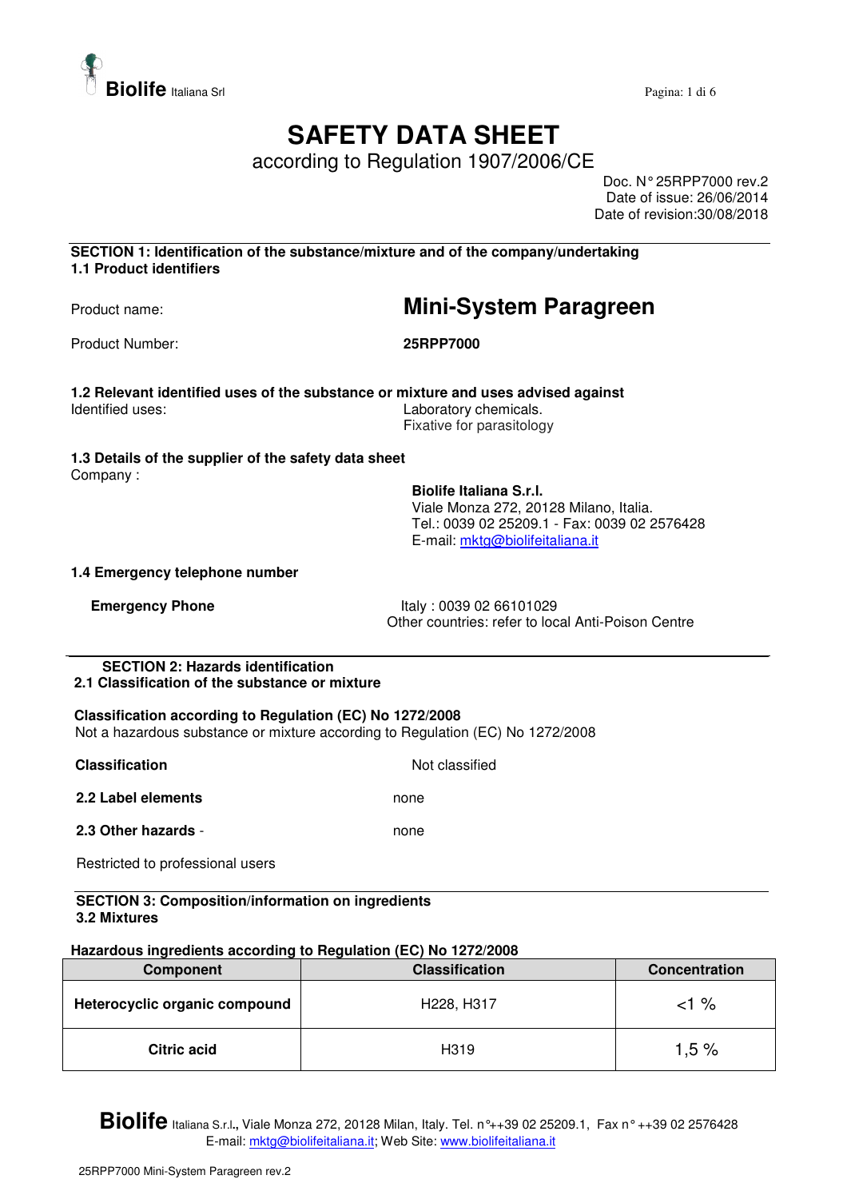# SAFETY DATA SHEET

according to Regulation 1907/2006/CE

Doc. N° 25RPP7000 rev.2
Date of issue: 26/06/2014
Date of revision:30/08/2018

## SECTION 1: Identification of the substance/mixture and of the company/undertaking

### 1.1 Product identifiers

Product name: **Mini-System Paragreen**

Product Number: **25RPP7000**

### 1.2 Relevant identified uses of the substance or mixture and uses advised against

Identified uses: Laboratory chemicals.
Fixative for parasitology

### 1.3 Details of the supplier of the safety data sheet

Company :

**Biolife Italiana S.r.l.**
Viale Monza 272, 20128 Milano, Italia.
Tel.: 0039 02 25209.1 - Fax: 0039 02 2576428
E-mail: mktg@biolifeitaliana.it

### 1.4 Emergency telephone number

**Emergency Phone** Italy : 0039 02 66101029
Other countries: refer to local Anti-Poison Centre

## SECTION 2: Hazards identification

### 2.1 Classification of the substance or mixture

**Classification according to Regulation (EC) No 1272/2008**
Not a hazardous substance or mixture according to Regulation (EC) No 1272/2008

**Classification** Not classified

**2.2 Label elements** none

**2.3 Other hazards** - none

Restricted to professional users

## SECTION 3: Composition/information on ingredients

### 3.2 Mixtures

**Hazardous ingredients according to Regulation (EC) No 1272/2008**

| Component | Classification | Concentration |
|---|---|---|
| **Heterocyclic organic compound** | H228, H317 | <1 % |
| **Citric acid** | H319 | 1,5 % |

**Biolife** Italiana S.r.l., Viale Monza 272, 20128 Milan, Italy. Tel. n°++39 02 25209.1, Fax n° ++39 02 2576428
E-mail: mktg@biolifeitaliana.it; Web Site: www.biolifeitaliana.it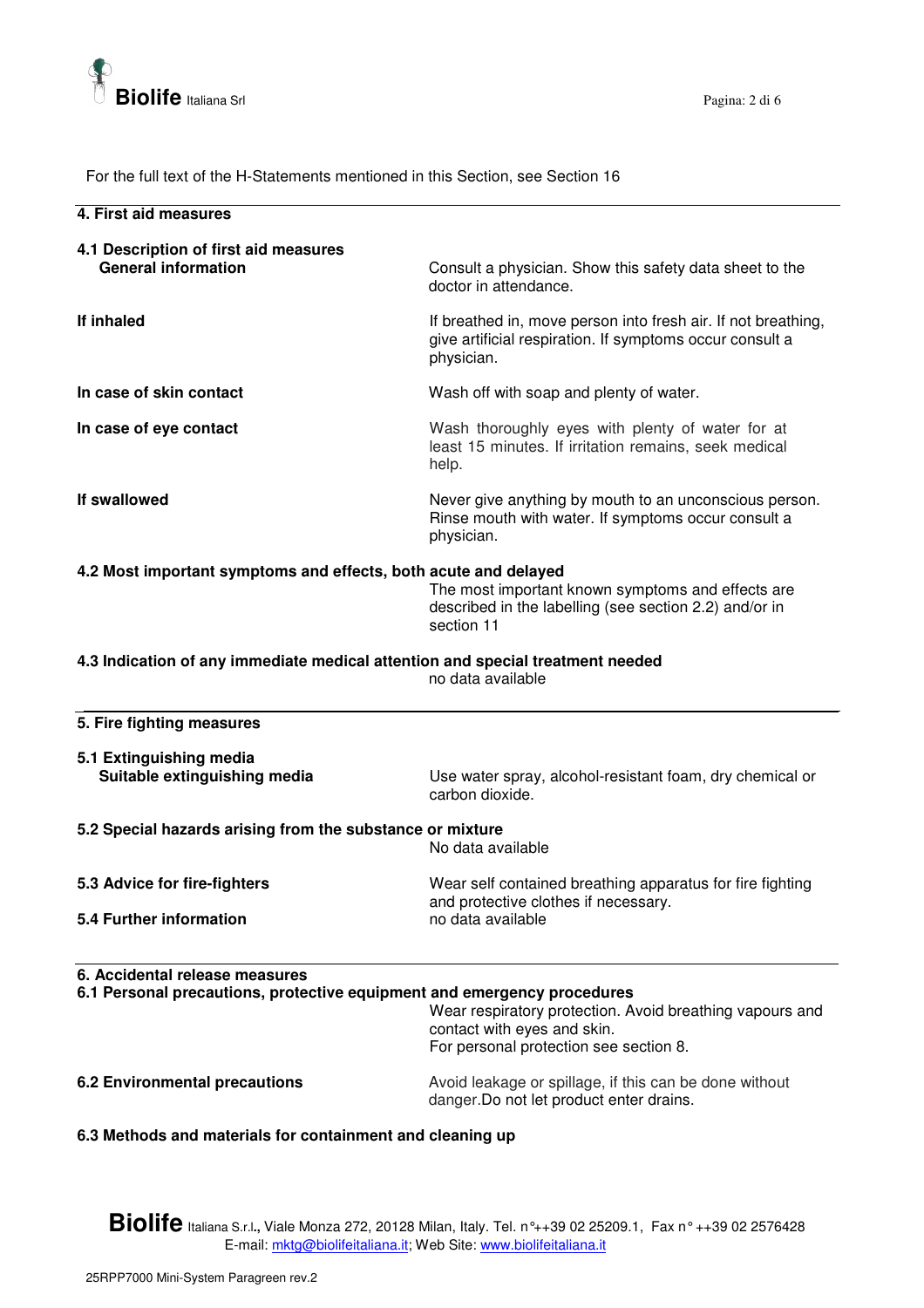For the full text of the H-Statements mentioned in this Section, see Section 16

## 4. First aid measures

### 4.1 Description of first aid measures

**General information**
Consult a physician. Show this safety data sheet to the doctor in attendance.

**If inhaled**
If breathed in, move person into fresh air. If not breathing, give artificial respiration. If symptoms occur consult a physician.

**In case of skin contact**
Wash off with soap and plenty of water.

**In case of eye contact**
Wash thoroughly eyes with plenty of water for at least 15 minutes. If irritation remains, seek medical help.

**If swallowed**
Never give anything by mouth to an unconscious person. Rinse mouth with water. If symptoms occur consult a physician.

### 4.2 Most important symptoms and effects, both acute and delayed

The most important known symptoms and effects are described in the labelling (see section 2.2) and/or in section 11

### 4.3 Indication of any immediate medical attention and special treatment needed

no data available

## 5. Fire fighting measures

### 5.1 Extinguishing media

**Suitable extinguishing media**
Use water spray, alcohol-resistant foam, dry chemical or carbon dioxide.

### 5.2 Special hazards arising from the substance or mixture

No data available

### 5.3 Advice for fire-fighters

Wear self contained breathing apparatus for fire fighting and protective clothes if necessary.

### 5.4 Further information

no data available

## 6. Accidental release measures

### 6.1 Personal precautions, protective equipment and emergency procedures

Wear respiratory protection. Avoid breathing vapours and contact with eyes and skin.
For personal protection see section 8.

### 6.2 Environmental precautions

Avoid leakage or spillage, if this can be done without danger.Do not let product enter drains.

### 6.3 Methods and materials for containment and cleaning up

**Biolife** Italiana S.r.l., Viale Monza 272, 20128 Milan, Italy. Tel. n°++39 02 25209.1, Fax n° ++39 02 2576428
E-mail: mktg@biolifeitaliana.it; Web Site: www.biolifeitaliana.it

25RPP7000 Mini-System Paragreen rev.2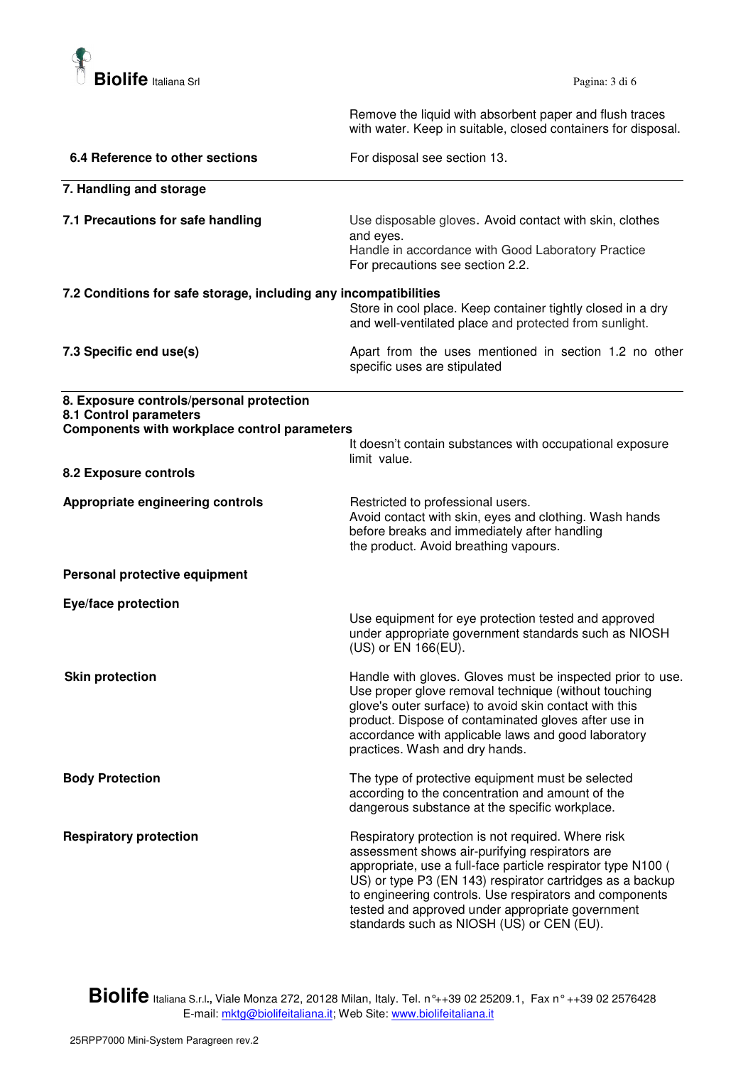Remove the liquid with absorbent paper and flush traces with water. Keep in suitable, closed containers for disposal.

**6.4 Reference to other sections**

For disposal see section 13.

## 7. Handling and storage

**7.1 Precautions for safe handling**

Use disposable gloves. Avoid contact with skin, clothes and eyes.
Handle in accordance with Good Laboratory Practice
For precautions see section 2.2.

**7.2 Conditions for safe storage, including any incompatibilities**

Store in cool place. Keep container tightly closed in a dry and well-ventilated place and protected from sunlight.

**7.3 Specific end use(s)**

Apart from the uses mentioned in section 1.2 no other specific uses are stipulated

## 8. Exposure controls/personal protection

**8.1 Control parameters**

**Components with workplace control parameters**

It doesn't contain substances with occupational exposure limit value.

**8.2 Exposure controls**

**Appropriate engineering controls**

Restricted to professional users.
Avoid contact with skin, eyes and clothing. Wash hands before breaks and immediately after handling the product. Avoid breathing vapours.

**Personal protective equipment**

**Eye/face protection**

Use equipment for eye protection tested and approved under appropriate government standards such as NIOSH (US) or EN 166(EU).

**Skin protection**

Handle with gloves. Gloves must be inspected prior to use. Use proper glove removal technique (without touching glove's outer surface) to avoid skin contact with this product. Dispose of contaminated gloves after use in accordance with applicable laws and good laboratory practices. Wash and dry hands.

**Body Protection**

The type of protective equipment must be selected according to the concentration and amount of the dangerous substance at the specific workplace.

**Respiratory protection**

Respiratory protection is not required. Where risk assessment shows air-purifying respirators are appropriate, use a full-face particle respirator type N100 ( US) or type P3 (EN 143) respirator cartridges as a backup to engineering controls. Use respirators and components tested and approved under appropriate government standards such as NIOSH (US) or CEN (EU).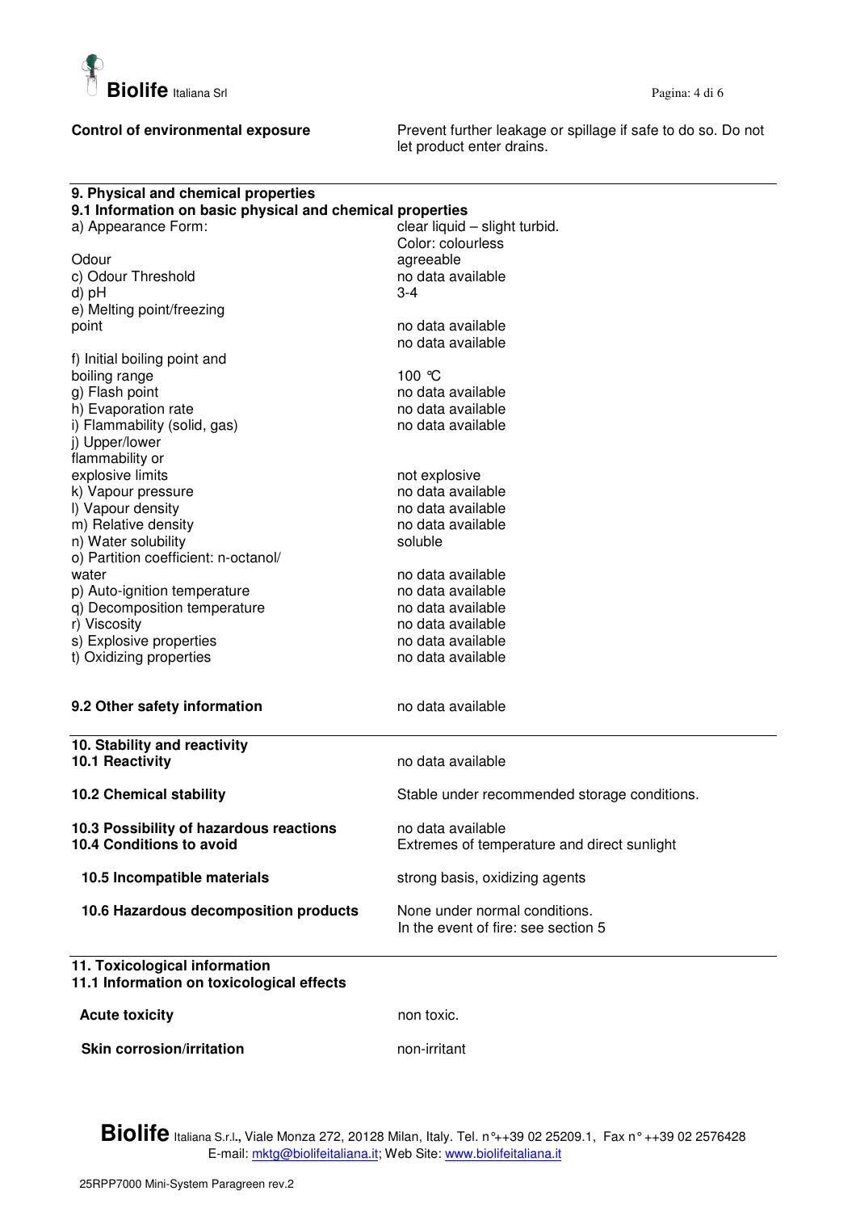**Control of environmental exposure** — Prevent further leakage or spillage if safe to do so. Do not let product enter drains.

## 9. Physical and chemical properties

### 9.1 Information on basic physical and chemical properties

| Property | Value |
|---|---|
| a) Appearance Form: | clear liquid – slight turbid. Color: colourless |
| Odour | agreeable |
| c) Odour Threshold | no data available |
| d) pH | 3-4 |
| e) Melting point/freezing point | no data available |
| | no data available |
| f) Initial boiling point and boiling range | 100 °C |
| g) Flash point | no data available |
| h) Evaporation rate | no data available |
| i) Flammability (solid, gas) | no data available |
| j) Upper/lower flammability or explosive limits | not explosive |
| k) Vapour pressure | no data available |
| l) Vapour density | no data available |
| m) Relative density | no data available |
| n) Water solubility | soluble |
| o) Partition coefficient: n-octanol/ water | no data available |
| p) Auto-ignition temperature | no data available |
| q) Decomposition temperature | no data available |
| r) Viscosity | no data available |
| s) Explosive properties | no data available |
| t) Oxidizing properties | no data available |

**9.2 Other safety information** — no data available

## 10. Stability and reactivity

| | |
|---|---|
| **10.1 Reactivity** | no data available |
| **10.2 Chemical stability** | Stable under recommended storage conditions. |
| **10.3 Possibility of hazardous reactions** | no data available |
| **10.4 Conditions to avoid** | Extremes of temperature and direct sunlight |
| **10.5 Incompatible materials** | strong basis, oxidizing agents |
| **10.6 Hazardous decomposition products** | None under normal conditions. In the event of fire: see section 5 |

## 11. Toxicological information

### 11.1 Information on toxicological effects

| | |
|---|---|
| **Acute toxicity** | non toxic. |
| **Skin corrosion/irritation** | non-irritant |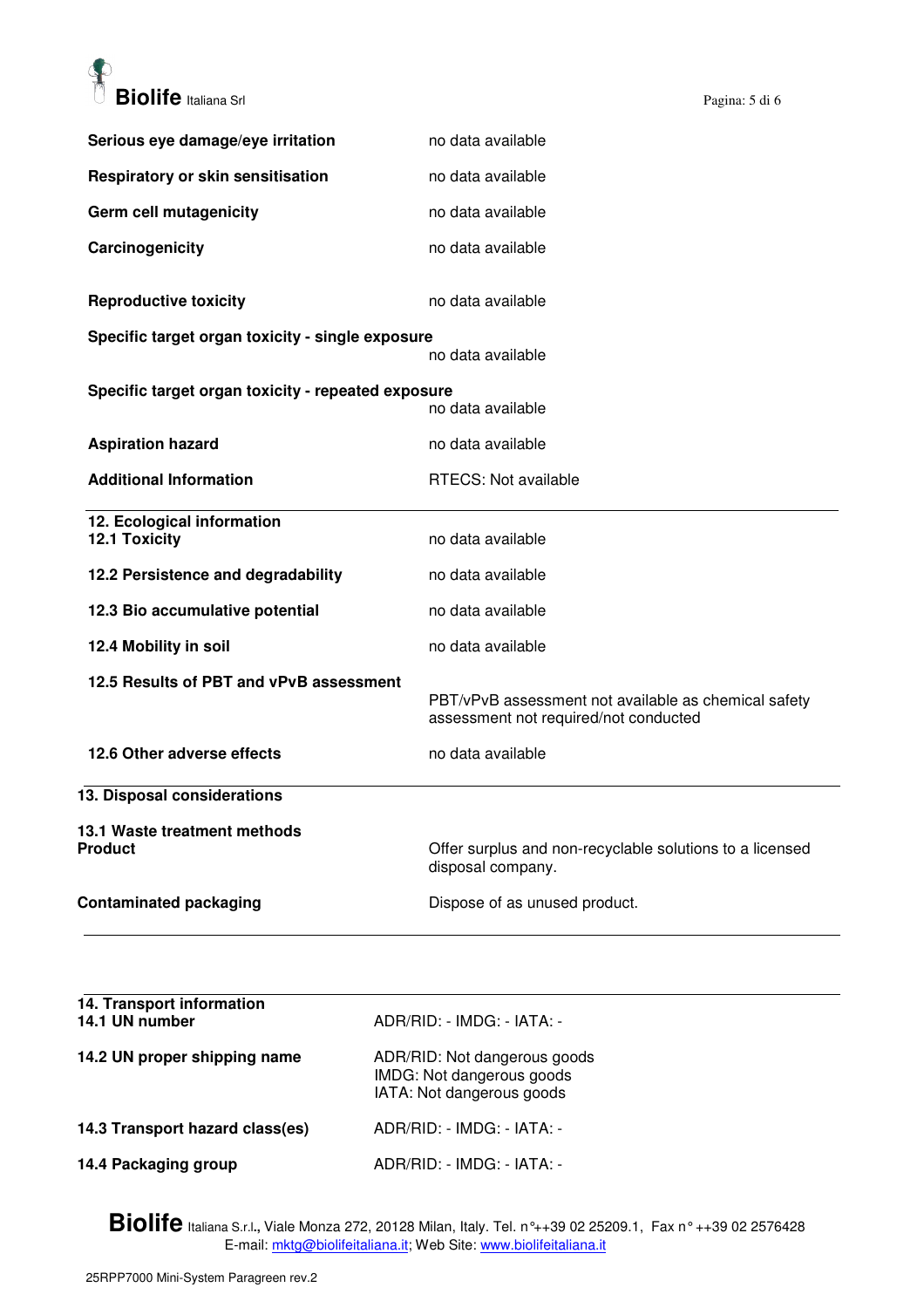| | |
|---|---|
| **Serious eye damage/eye irritation** | no data available |
| **Respiratory or skin sensitisation** | no data available |
| **Germ cell mutagenicity** | no data available |
| **Carcinogenicity** | no data available |
| **Reproductive toxicity** | no data available |
| **Specific target organ toxicity - single exposure** | no data available |
| **Specific target organ toxicity - repeated exposure** | no data available |
| **Aspiration hazard** | no data available |
| **Additional Information** | RTECS: Not available |

## 12. Ecological information

| | |
|---|---|
| **12.1 Toxicity** | no data available |
| **12.2 Persistence and degradability** | no data available |
| **12.3 Bio accumulative potential** | no data available |
| **12.4 Mobility in soil** | no data available |
| **12.5 Results of PBT and vPvB assessment** | PBT/vPvB assessment not available as chemical safety assessment not required/not conducted |
| **12.6 Other adverse effects** | no data available |

## 13. Disposal considerations

**13.1 Waste treatment methods**

| | |
|---|---|
| **Product** | Offer surplus and non-recyclable solutions to a licensed disposal company. |
| **Contaminated packaging** | Dispose of as unused product. |

## 14. Transport information

| | |
|---|---|
| **14.1 UN number** | ADR/RID: - IMDG: - IATA: - |
| **14.2 UN proper shipping name** | ADR/RID: Not dangerous goods<br>IMDG: Not dangerous goods<br>IATA: Not dangerous goods |
| **14.3 Transport hazard class(es)** | ADR/RID: - IMDG: - IATA: - |
| **14.4 Packaging group** | ADR/RID: - IMDG: - IATA: - |

**Biolife** Italiana S.r.l., Viale Monza 272, 20128 Milan, Italy. Tel. n°++39 02 25209.1, Fax n° ++39 02 2576428
E-mail: mktg@biolifeitaliana.it; Web Site: www.biolifeitaliana.it

25RPP7000 Mini-System Paragreen rev.2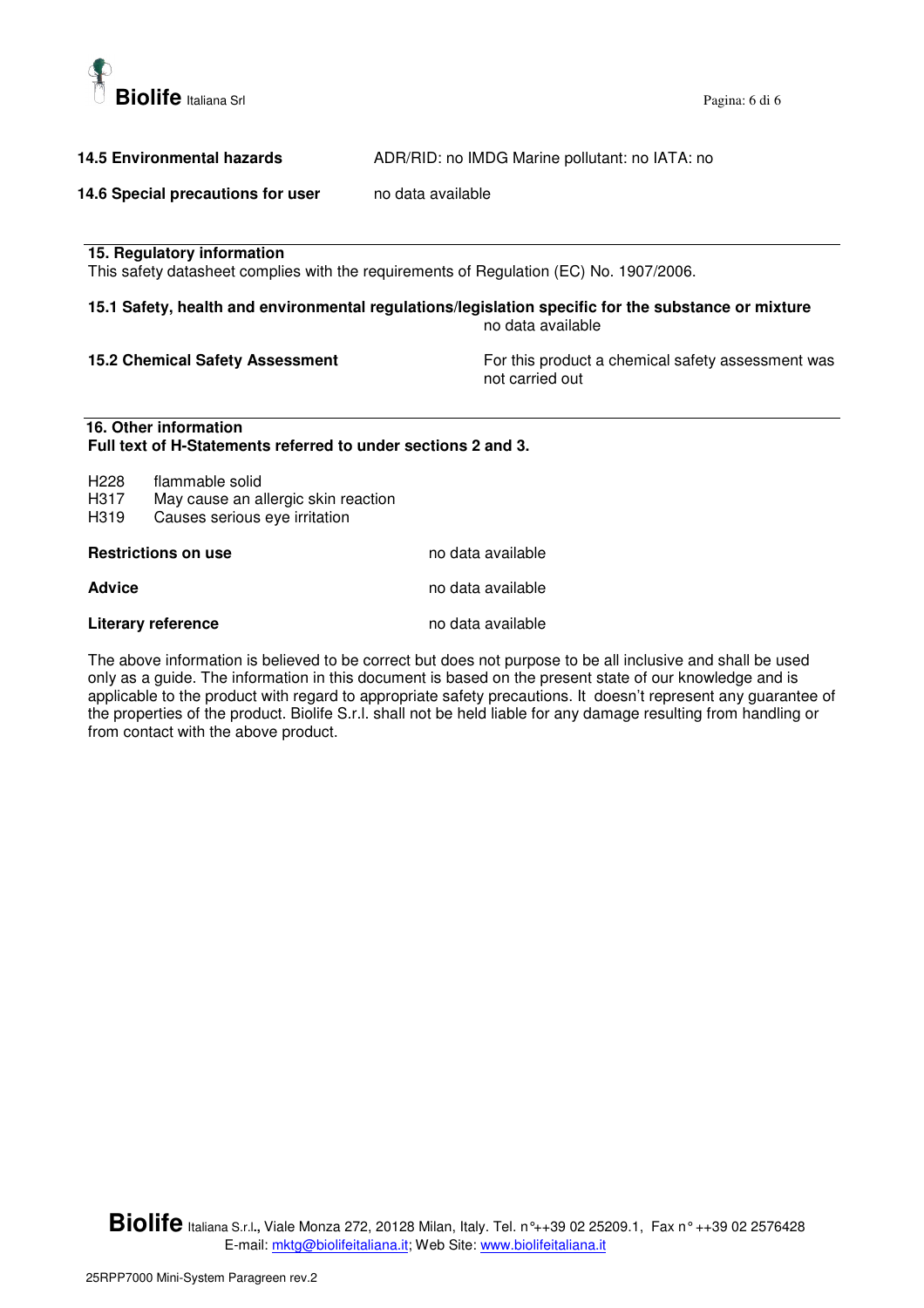**14.5 Environmental hazards** ADR/RID: no IMDG Marine pollutant: no IATA: no

**14.6 Special precautions for user** no data available

## 15. Regulatory information

This safety datasheet complies with the requirements of Regulation (EC) No. 1907/2006.

**15.1 Safety, health and environmental regulations/legislation specific for the substance or mixture**

no data available

**15.2 Chemical Safety Assessment** For this product a chemical safety assessment was not carried out

## 16. Other information

**Full text of H-Statements referred to under sections 2 and 3.**

H228 flammable solid
H317 May cause an allergic skin reaction
H319 Causes serious eye irritation

**Restrictions on use** no data available

**Advice** no data available

**Literary reference** no data available

The above information is believed to be correct but does not purpose to be all inclusive and shall be used only as a guide. The information in this document is based on the present state of our knowledge and is applicable to the product with regard to appropriate safety precautions. It doesn't represent any guarantee of the properties of the product. Biolife S.r.l. shall not be held liable for any damage resulting from handling or from contact with the above product.